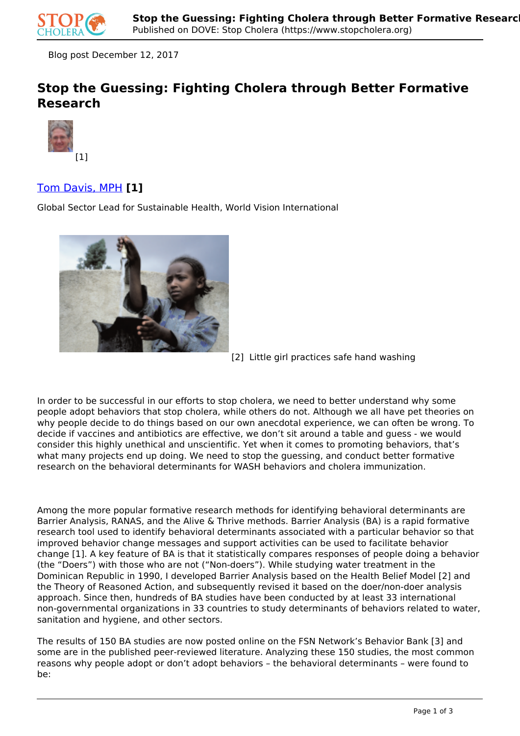Blog post December 12, 2017

# Stop the Guessing: Fighting Cholera through Better Formative Research

[1]

Tom Davis, MPH **[1]**

Global Sector Lead for Sustainable Health, World Vision International

[2] Little girl practices safe hand washing

In order to be successful in our efforts to stop cholera, we need to better understand why some people adopt behaviors that stop cholera, while others do not. Although we all have pet theories on why people decide to do things based on our own anecdotal experience, we can often be wrong. To decide if vaccines and antibiotics are effective, we don't sit around a table and guess - we would consider this highly unethical and unscientific. Yet when it comes to promoting behaviors, that's what many projects end up doing. We need to stop the guessing, and conduct better formative research on the behavioral determinants for WASH behaviors and cholera immunization.

Among the more popular formative research methods for identifying behavioral determinants are Barrier Analysis, RANAS, and the Alive & Thrive methods. Barrier Analysis (BA) is a rapid formative research tool used to identify behavioral determinants associated with a particular behavior so that improved behavior change messages and support activities can be used to facilitate behavior change [1]. A key feature of BA is that it statistically compares responses of people doing a behavior (the "Doers") with those who are not ("Non-doers"). While studying water treatment in the Dominican Republic in 1990, I developed Barrier Analysis based on the Health Belief Model [2] and the Theory of Reasoned Action, and subsequently revised it based on the doer/non-doer analysis approach. Since then, hundreds of BA studies have been conducted by at least 33 international non-governmental organizations in 33 countries to study determinants of behaviors related to water, sanitation and hygiene, and other sectors.

The results of 150 BA studies are now posted online on the FSN Network's Behavior Bank [3] and some are in the published peer-reviewed literature. Analyzing these 150 studies, the most common reasons why people adopt or don't adopt behaviors – the behavioral determinants – were found to be: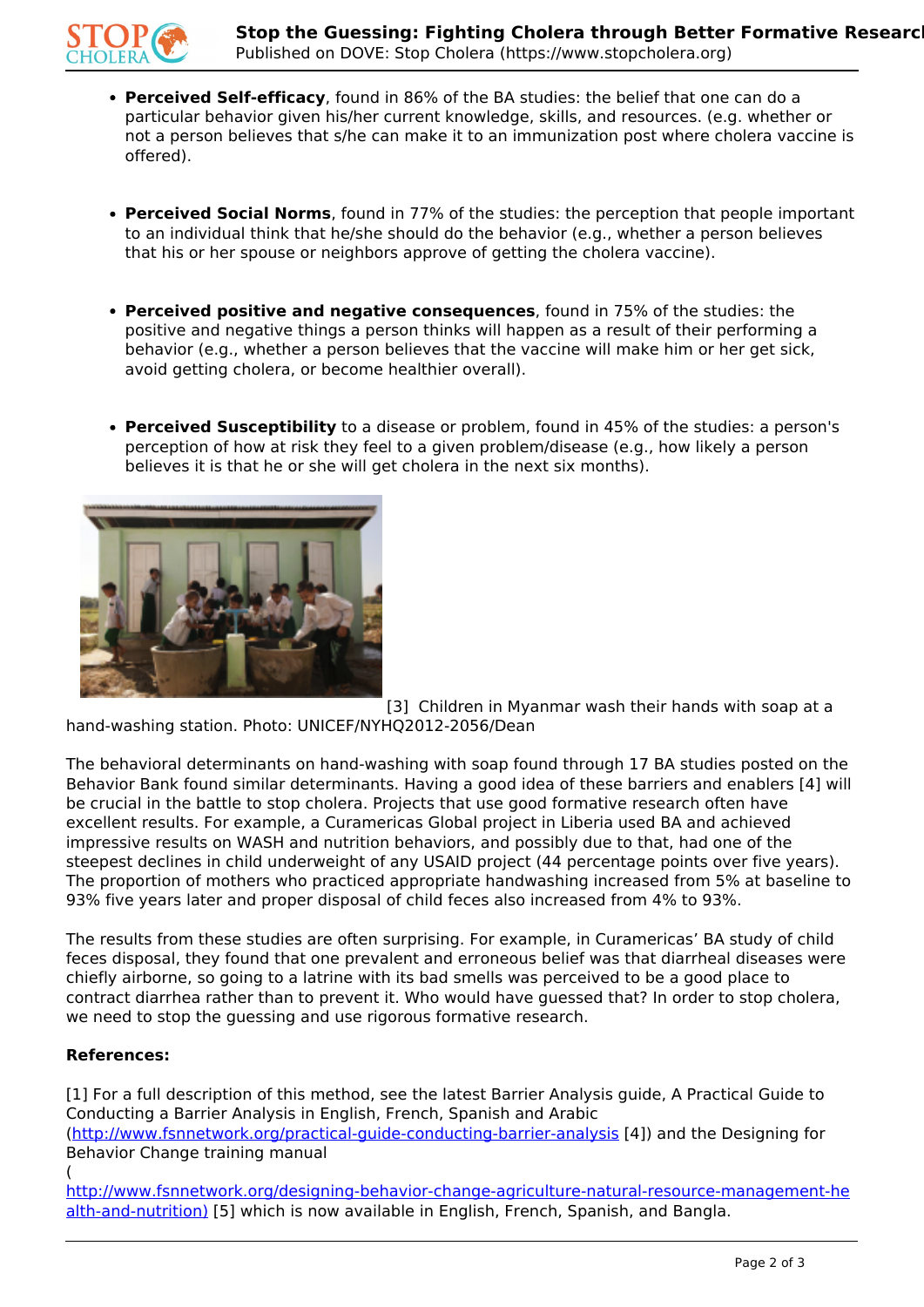- **Perceived Self-efficacy**, found in 86% of the BA studies: the belief that one can do a particular behavior given his/her current knowledge, skills, and resources. (e.g. whether or not a person believes that s/he can make it to an immunization post where cholera vaccine is offered).

- **Perceived Social Norms**, found in 77% of the studies: the perception that people important to an individual think that he/she should do the behavior (e.g., whether a person believes that his or her spouse or neighbors approve of getting the cholera vaccine).

- **Perceived positive and negative consequences**, found in 75% of the studies: the positive and negative things a person thinks will happen as a result of their performing a behavior (e.g., whether a person believes that the vaccine will make him or her get sick, avoid getting cholera, or become healthier overall).

- **Perceived Susceptibility** to a disease or problem, found in 45% of the studies: a person's perception of how at risk they feel to a given problem/disease (e.g., how likely a person believes it is that he or she will get cholera in the next six months).

[3] Children in Myanmar wash their hands with soap at a hand-washing station. Photo: UNICEF/NYHQ2012-2056/Dean

The behavioral determinants on hand-washing with soap found through 17 BA studies posted on the Behavior Bank found similar determinants. Having a good idea of these barriers and enablers [4] will be crucial in the battle to stop cholera. Projects that use good formative research often have excellent results. For example, a Curamericas Global project in Liberia used BA and achieved impressive results on WASH and nutrition behaviors, and possibly due to that, had one of the steepest declines in child underweight of any USAID project (44 percentage points over five years). The proportion of mothers who practiced appropriate handwashing increased from 5% at baseline to 93% five years later and proper disposal of child feces also increased from 4% to 93%.

The results from these studies are often surprising. For example, in Curamericas' BA study of child feces disposal, they found that one prevalent and erroneous belief was that diarrheal diseases were chiefly airborne, so going to a latrine with its bad smells was perceived to be a good place to contract diarrhea rather than to prevent it. Who would have guessed that? In order to stop cholera, we need to stop the guessing and use rigorous formative research.

**References:**

[1] For a full description of this method, see the latest Barrier Analysis guide, A Practical Guide to Conducting a Barrier Analysis in English, French, Spanish and Arabic (http://www.fsnnetwork.org/practical-guide-conducting-barrier-analysis [4]) and the Designing for Behavior Change training manual (http://www.fsnnetwork.org/designing-behavior-change-agriculture-natural-resource-management-health-and-nutrition) [5] which is now available in English, French, Spanish, and Bangla.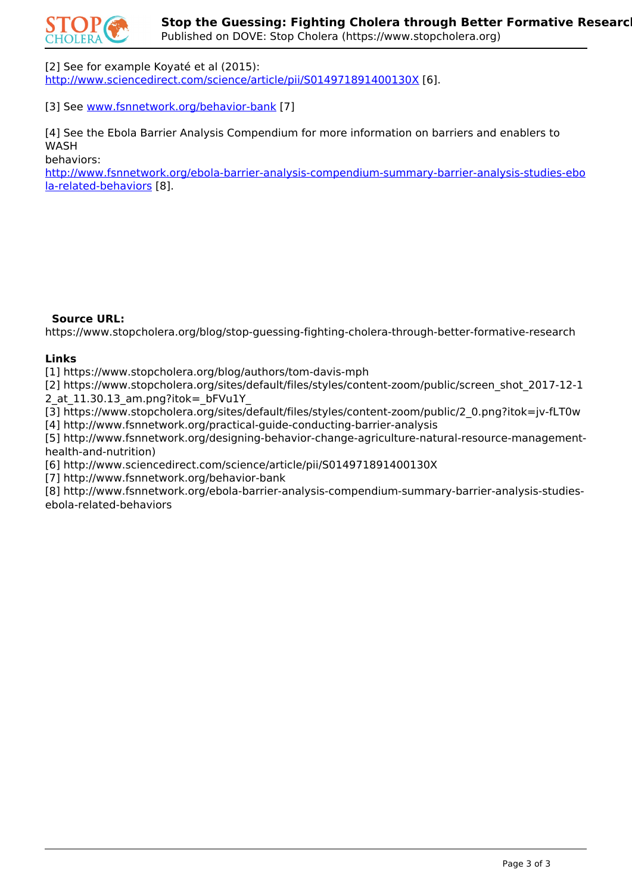[2] See for example Koyaté et al (2015): http://www.sciencedirect.com/science/article/pii/S014971891400130X [6].

[3] See www.fsnnetwork.org/behavior-bank [7]

[4] See the Ebola Barrier Analysis Compendium for more information on barriers and enablers to WASH behaviors: http://www.fsnnetwork.org/ebola-barrier-analysis-compendium-summary-barrier-analysis-studies-ebola-related-behaviors [8].

**Source URL:** https://www.stopcholera.org/blog/stop-guessing-fighting-cholera-through-better-formative-research

**Links**

[1] https://www.stopcholera.org/blog/authors/tom-davis-mph
[2] https://www.stopcholera.org/sites/default/files/styles/content-zoom/public/screen_shot_2017-12-12_at_11.30.13_am.png?itok=_bFVu1Y_
[3] https://www.stopcholera.org/sites/default/files/styles/content-zoom/public/2_0.png?itok=jv-fLT0w
[4] http://www.fsnnetwork.org/practical-guide-conducting-barrier-analysis
[5] http://www.fsnnetwork.org/designing-behavior-change-agriculture-natural-resource-management-health-and-nutrition)
[6] http://www.sciencedirect.com/science/article/pii/S014971891400130X
[7] http://www.fsnnetwork.org/behavior-bank
[8] http://www.fsnnetwork.org/ebola-barrier-analysis-compendium-summary-barrier-analysis-studies-ebola-related-behaviors